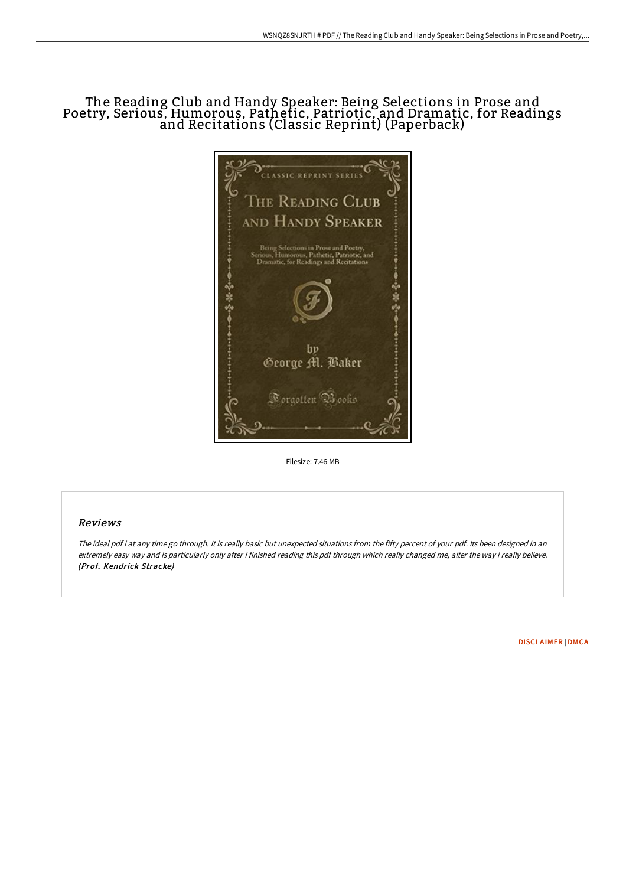# The Reading Club and Handy Speaker: Being Selections in Prose and Poetry, Serious, Humorous, Pathetic, Patriotic, and Dramatic, for Readings and Recitations (Classic Reprint) (Paperback)

Filesize: 7.46 MB

## Reviews

*The ideal pdf i at any time go through. It is really basic but unexpected situations from the fifty percent of your pdf. Its been designed in an extremely easy way and is particularly only after i finished reading this pdf through which really changed me, alter the way i really believe.* ***(Prof. Kendrick Stracke)***

DISCLAIMER | DMCA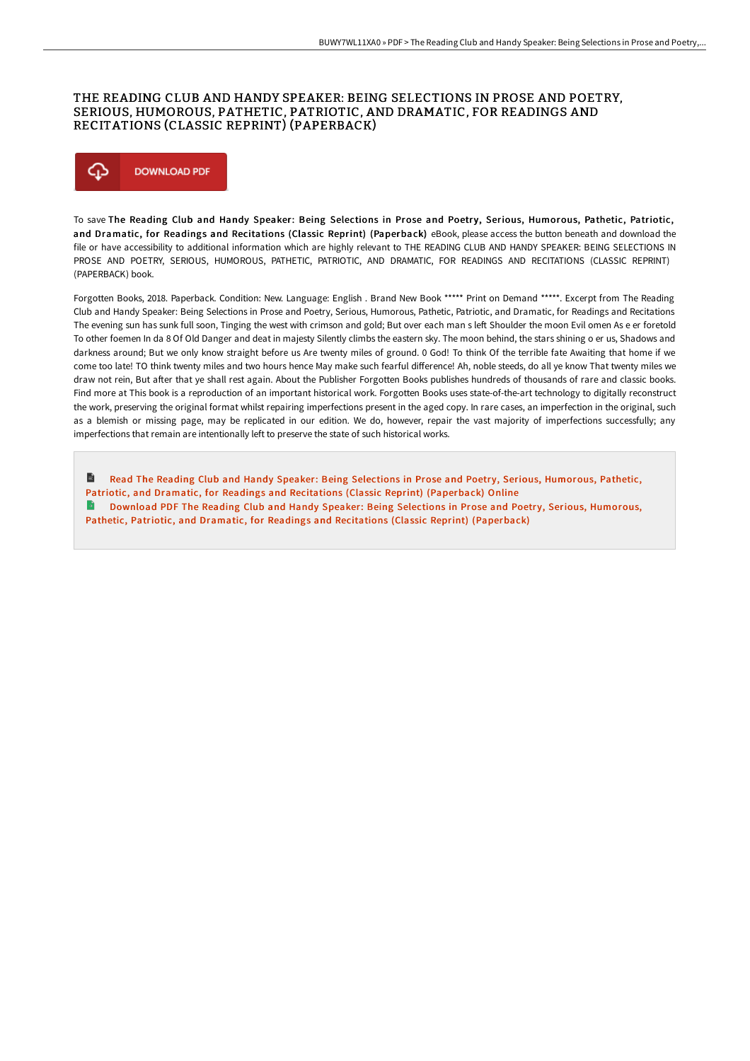# THE READING CLUB AND HANDY SPEAKER: BEING SELECTIONS IN PROSE AND POETRY, SERIOUS, HUMOROUS, PATHETIC, PATRIOTIC, AND DRAMATIC, FOR READINGS AND RECITATIONS (CLASSIC REPRINT) (PAPERBACK)

DOWNLOAD PDF

To save **The Reading Club and Handy Speaker: Being Selections in Prose and Poetry, Serious, Humorous, Pathetic, Patriotic, and Dramatic, for Readings and Recitations (Classic Reprint) (Paperback)** eBook, please access the button beneath and download the file or have accessibility to additional information which are highly relevant to THE READING CLUB AND HANDY SPEAKER: BEING SELECTIONS IN PROSE AND POETRY, SERIOUS, HUMOROUS, PATHETIC, PATRIOTIC, AND DRAMATIC, FOR READINGS AND RECITATIONS (CLASSIC REPRINT) (PAPERBACK) book.

Forgotten Books, 2018. Paperback. Condition: New. Language: English . Brand New Book ***** Print on Demand *****. Excerpt from The Reading Club and Handy Speaker: Being Selections in Prose and Poetry, Serious, Humorous, Pathetic, Patriotic, and Dramatic, for Readings and Recitations The evening sun has sunk full soon, Tinging the west with crimson and gold; But over each man s left Shoulder the moon Evil omen As e er foretold To other foemen In da 8 Of Old Danger and deat in majesty Silently climbs the eastern sky. The moon behind, the stars shining o er us, Shadows and darkness around; But we only know straight before us Are twenty miles of ground. 0 God! To think Of the terrible fate Awaiting that home if we come too late! TO think twenty miles and two hours hence May make such fearful difference! Ah, noble steeds, do all ye know That twenty miles we draw not rein, But after that ye shall rest again. About the Publisher Forgotten Books publishes hundreds of thousands of rare and classic books. Find more at This book is a reproduction of an important historical work. Forgotten Books uses state-of-the-art technology to digitally reconstruct the work, preserving the original format whilst repairing imperfections present in the aged copy. In rare cases, an imperfection in the original, such as a blemish or missing page, may be replicated in our edition. We do, however, repair the vast majority of imperfections successfully; any imperfections that remain are intentionally left to preserve the state of such historical works.

Read The Reading Club and Handy Speaker: Being Selections in Prose and Poetry, Serious, Humorous, Pathetic, Patriotic, and Dramatic, for Readings and Recitations (Classic Reprint) (Paperback) Online

Download PDF The Reading Club and Handy Speaker: Being Selections in Prose and Poetry, Serious, Humorous, Pathetic, Patriotic, and Dramatic, for Readings and Recitations (Classic Reprint) (Paperback)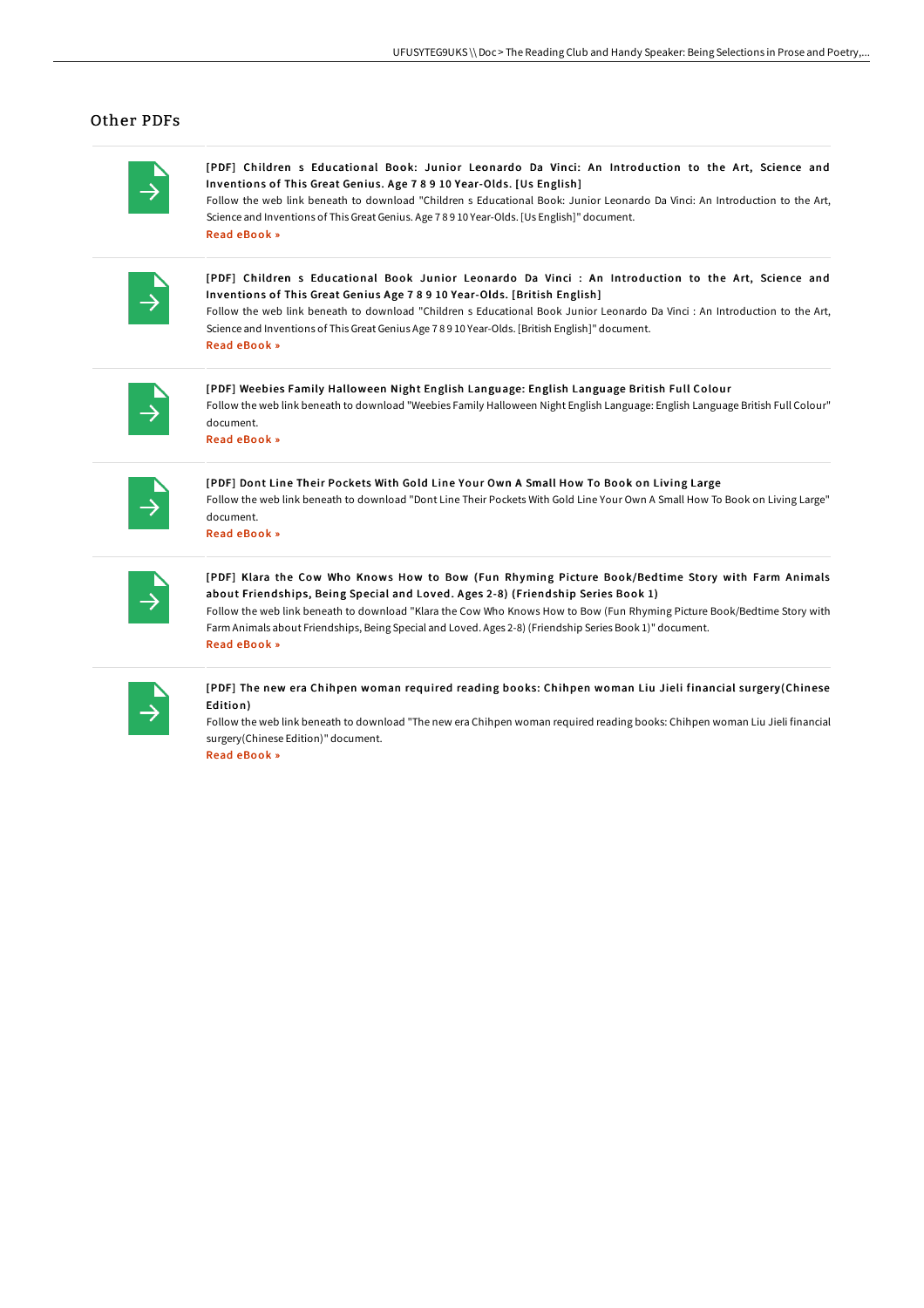## Other PDFs

**[PDF] Children s Educational Book: Junior Leonardo Da Vinci: An Introduction to the Art, Science and Inventions of This Great Genius. Age 7 8 9 10 Year-Olds. [Us English]**

Follow the web link beneath to download "Children s Educational Book: Junior Leonardo Da Vinci: An Introduction to the Art, Science and Inventions of This Great Genius. Age 7 8 9 10 Year-Olds. [Us English]" document.

Read eBook »

**[PDF] Children s Educational Book Junior Leonardo Da Vinci : An Introduction to the Art, Science and Inventions of This Great Genius Age 7 8 9 10 Year-Olds. [British English]**

Follow the web link beneath to download "Children s Educational Book Junior Leonardo Da Vinci : An Introduction to the Art, Science and Inventions of This Great Genius Age 7 8 9 10 Year-Olds. [British English]" document.

Read eBook »

**[PDF] Weebies Family Halloween Night English Language: English Language British Full Colour**

Follow the web link beneath to download "Weebies Family Halloween Night English Language: English Language British Full Colour" document.

Read eBook »

**[PDF] Dont Line Their Pockets With Gold Line Your Own A Small How To Book on Living Large**

Follow the web link beneath to download "Dont Line Their Pockets With Gold Line Your Own A Small How To Book on Living Large" document.

Read eBook »

**[PDF] Klara the Cow Who Knows How to Bow (Fun Rhyming Picture Book/Bedtime Story with Farm Animals about Friendships, Being Special and Loved. Ages 2-8) (Friendship Series Book 1)**

Follow the web link beneath to download "Klara the Cow Who Knows How to Bow (Fun Rhyming Picture Book/Bedtime Story with Farm Animals about Friendships, Being Special and Loved. Ages 2-8) (Friendship Series Book 1)" document.

Read eBook »

**[PDF] The new era Chihpen woman required reading books: Chihpen woman Liu Jieli financial surgery(Chinese Edition)**

Follow the web link beneath to download "The new era Chihpen woman required reading books: Chihpen woman Liu Jieli financial surgery(Chinese Edition)" document.

Read eBook »